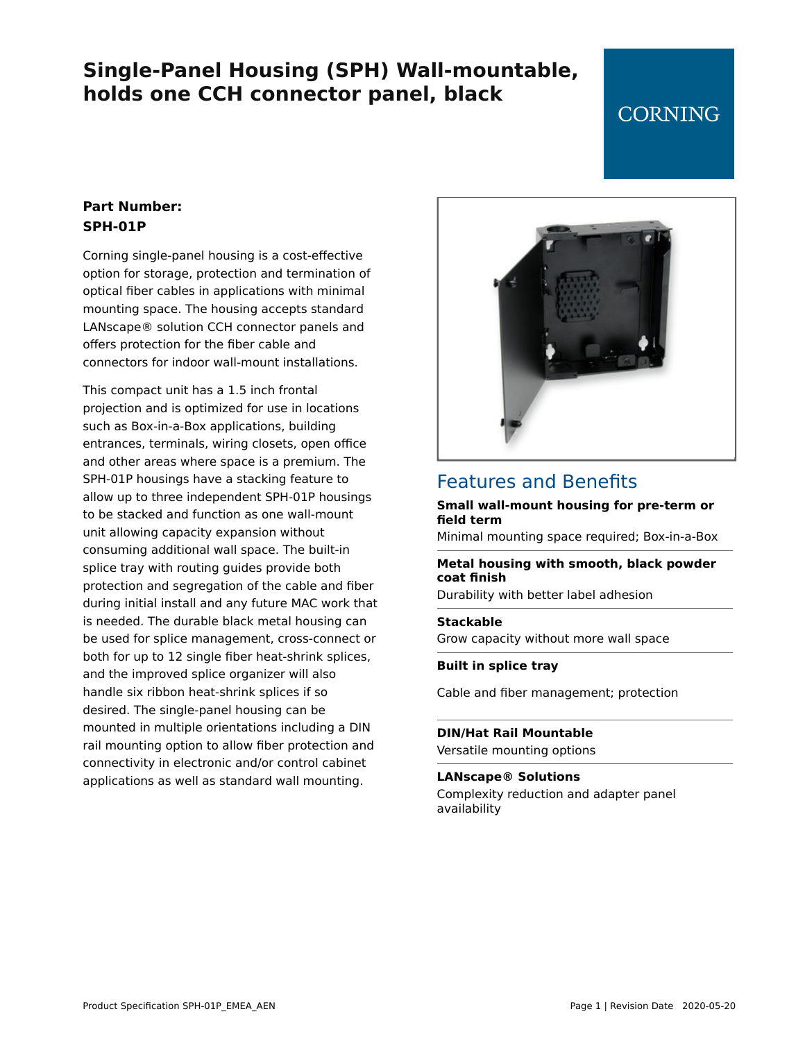# Single-Panel Housing (SPH) Wall-mountable, holds one CCH connector panel, black

CORNING

**Part Number:**
**SPH-01P**

Corning single-panel housing is a cost-effective option for storage, protection and termination of optical fiber cables in applications with minimal mounting space. The housing accepts standard LANscape® solution CCH connector panels and offers protection for the fiber cable and connectors for indoor wall-mount installations.

This compact unit has a 1.5 inch frontal projection and is optimized for use in locations such as Box-in-a-Box applications, building entrances, terminals, wiring closets, open office and other areas where space is a premium. The SPH-01P housings have a stacking feature to allow up to three independent SPH-01P housings to be stacked and function as one wall-mount unit allowing capacity expansion without consuming additional wall space. The built-in splice tray with routing guides provide both protection and segregation of the cable and fiber during initial install and any future MAC work that is needed. The durable black metal housing can be used for splice management, cross-connect or both for up to 12 single fiber heat-shrink splices, and the improved splice organizer will also handle six ribbon heat-shrink splices if so desired. The single-panel housing can be mounted in multiple orientations including a DIN rail mounting option to allow fiber protection and connectivity in electronic and/or control cabinet applications as well as standard wall mounting.

## Features and Benefits

**Small wall-mount housing for pre-term or field term**
Minimal mounting space required; Box-in-a-Box

**Metal housing with smooth, black powder coat finish**
Durability with better label adhesion

**Stackable**
Grow capacity without more wall space

**Built in splice tray**
Cable and fiber management; protection

**DIN/Hat Rail Mountable**
Versatile mounting options

**LANscape® Solutions**
Complexity reduction and adapter panel availability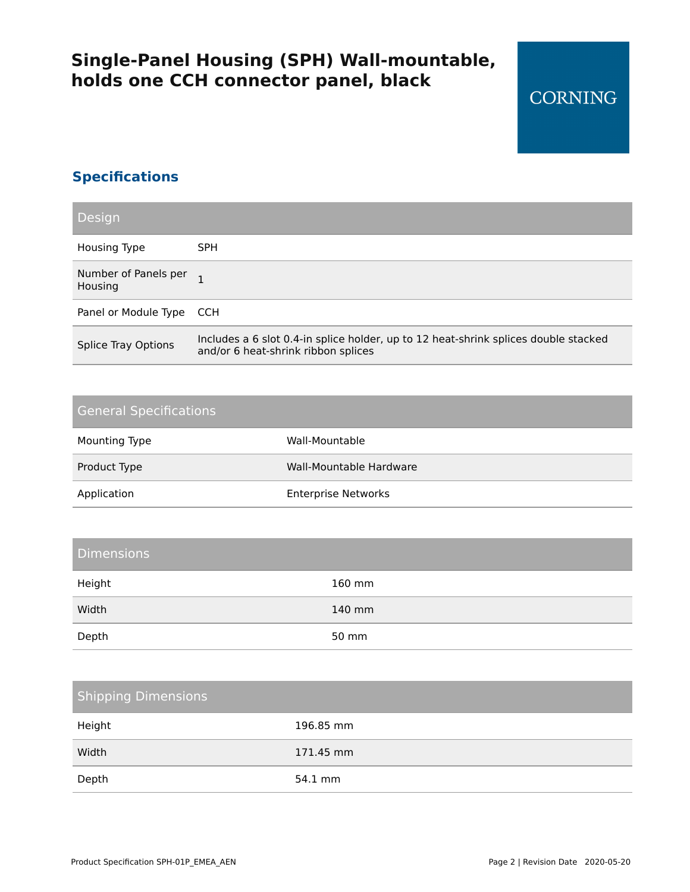# Single-Panel Housing (SPH) Wall-mountable, holds one CCH connector panel, black

CORNING

## Specifications

| Design | |
|---|---|
| Housing Type | SPH |
| Number of Panels per Housing | 1 |
| Panel or Module Type | CCH |
| Splice Tray Options | Includes a 6 slot 0.4-in splice holder, up to 12 heat-shrink splices double stacked and/or 6 heat-shrink ribbon splices |

| General Specifications | |
|---|---|
| Mounting Type | Wall-Mountable |
| Product Type | Wall-Mountable Hardware |
| Application | Enterprise Networks |

| Dimensions | |
|---|---|
| Height | 160 mm |
| Width | 140 mm |
| Depth | 50 mm |

| Shipping Dimensions | |
|---|---|
| Height | 196.85 mm |
| Width | 171.45 mm |
| Depth | 54.1 mm |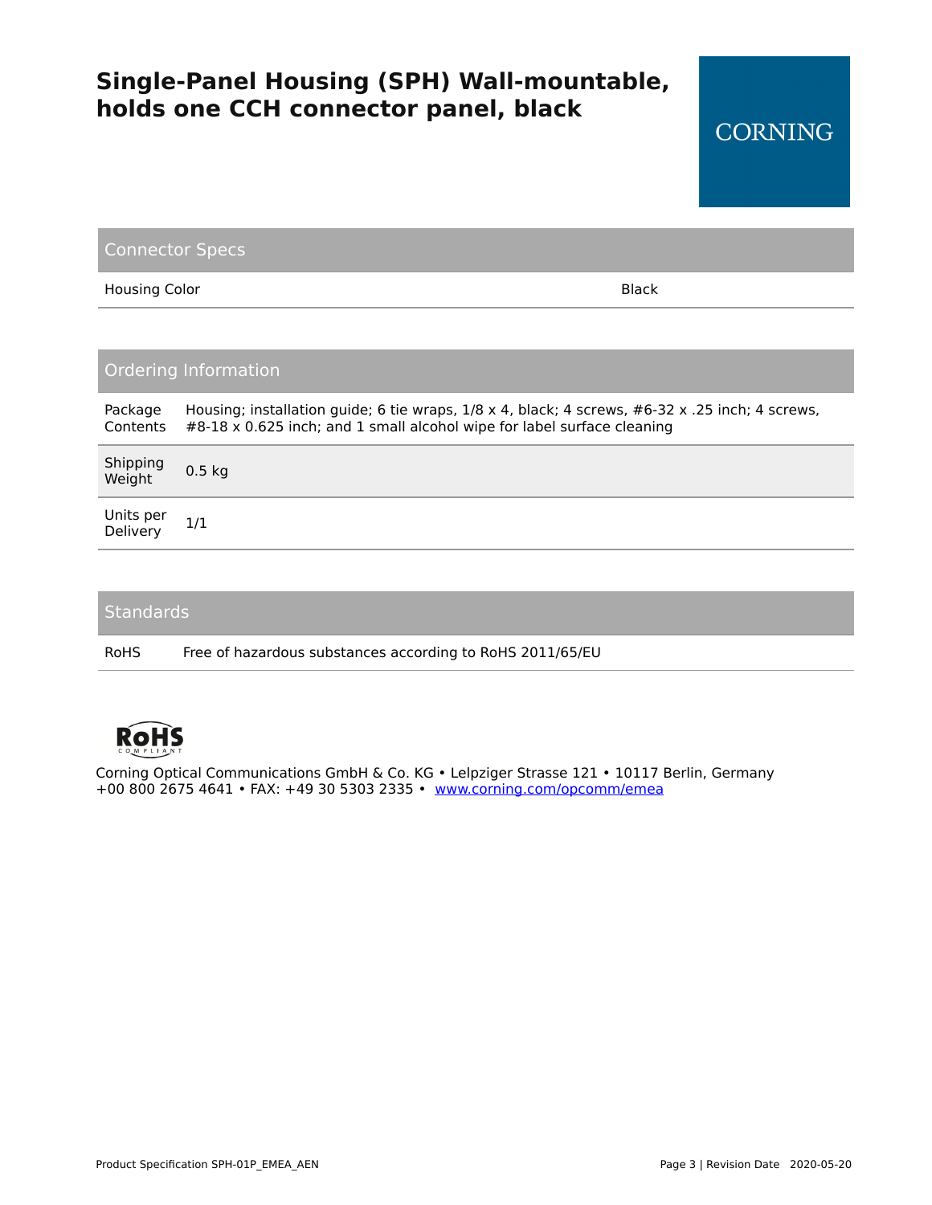# Single-Panel Housing (SPH) Wall-mountable, holds one CCH connector panel, black

CORNING

## Connector Specs

| | |
|---|---|
| Housing Color | Black |

## Ordering Information

| | |
|---|---|
| Package Contents | Housing; installation guide; 6 tie wraps, 1/8 x 4, black; 4 screws, #6-32 x .25 inch; 4 screws, #8-18 x 0.625 inch; and 1 small alcohol wipe for label surface cleaning |
| Shipping Weight | 0.5 kg |
| Units per Delivery | 1/1 |

## Standards

| | |
|---|---|
| RoHS | Free of hazardous substances according to RoHS 2011/65/EU |

RoHS COMPLIANT

Corning Optical Communications GmbH & Co. KG • Lelpziger Strasse 121 • 10117 Berlin, Germany
+00 800 2675 4641 • FAX: +49 30 5303 2335 • www.corning.com/opcomm/emea

Product Specification SPH-01P_EMEA_AEN

Revision Date 2020-05-20